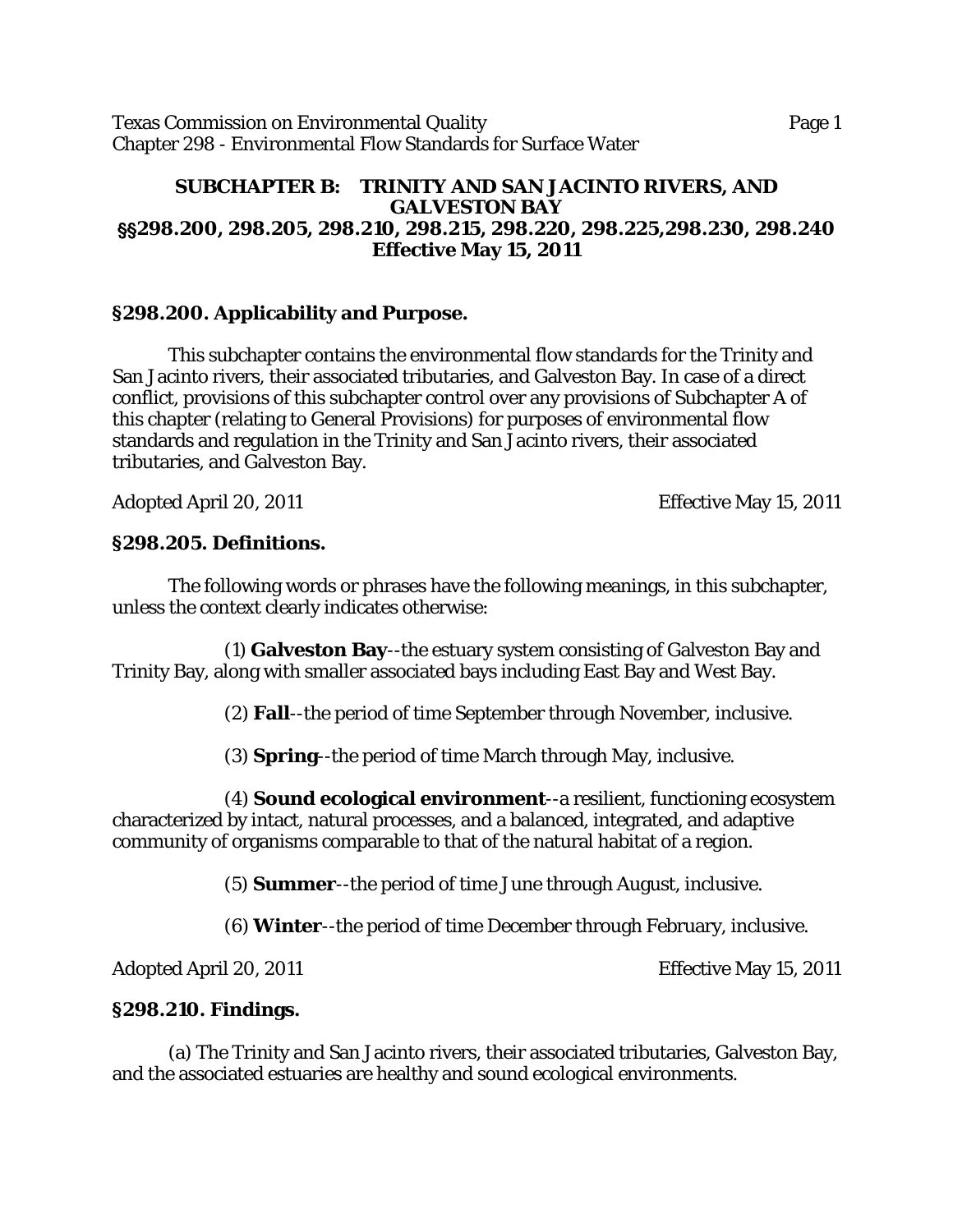## SUBCHAPTER B: TRINITY AND SAN JACINTO RIVERS, AND GALVESTON BAY

## §§298.200, 298.205, 298.210, 298.215, 298.220, 298.225,298.230, 298.240

## Effective May 15, 2011

### §298.200. Applicability and Purpose.

This subchapter contains the environmental flow standards for the Trinity and San Jacinto rivers, their associated tributaries, and Galveston Bay. In case of a direct conflict, provisions of this subchapter control over any provisions of Subchapter A of this chapter (relating to General Provisions) for purposes of environmental flow standards and regulation in the Trinity and San Jacinto rivers, their associated tributaries, and Galveston Bay.

Adopted April 20, 2011 Effective May 15, 2011

### §298.205. Definitions.

The following words or phrases have the following meanings, in this subchapter, unless the context clearly indicates otherwise:

(1) **Galveston Bay**--the estuary system consisting of Galveston Bay and Trinity Bay, along with smaller associated bays including East Bay and West Bay.

(2) **Fall**--the period of time September through November, inclusive.

(3) **Spring**--the period of time March through May, inclusive.

(4) **Sound ecological environment**--a resilient, functioning ecosystem characterized by intact, natural processes, and a balanced, integrated, and adaptive community of organisms comparable to that of the natural habitat of a region.

(5) **Summer**--the period of time June through August, inclusive.

(6) **Winter**--the period of time December through February, inclusive.

Adopted April 20, 2011 Effective May 15, 2011

### §298.210. Findings.

(a) The Trinity and San Jacinto rivers, their associated tributaries, Galveston Bay, and the associated estuaries are healthy and sound ecological environments.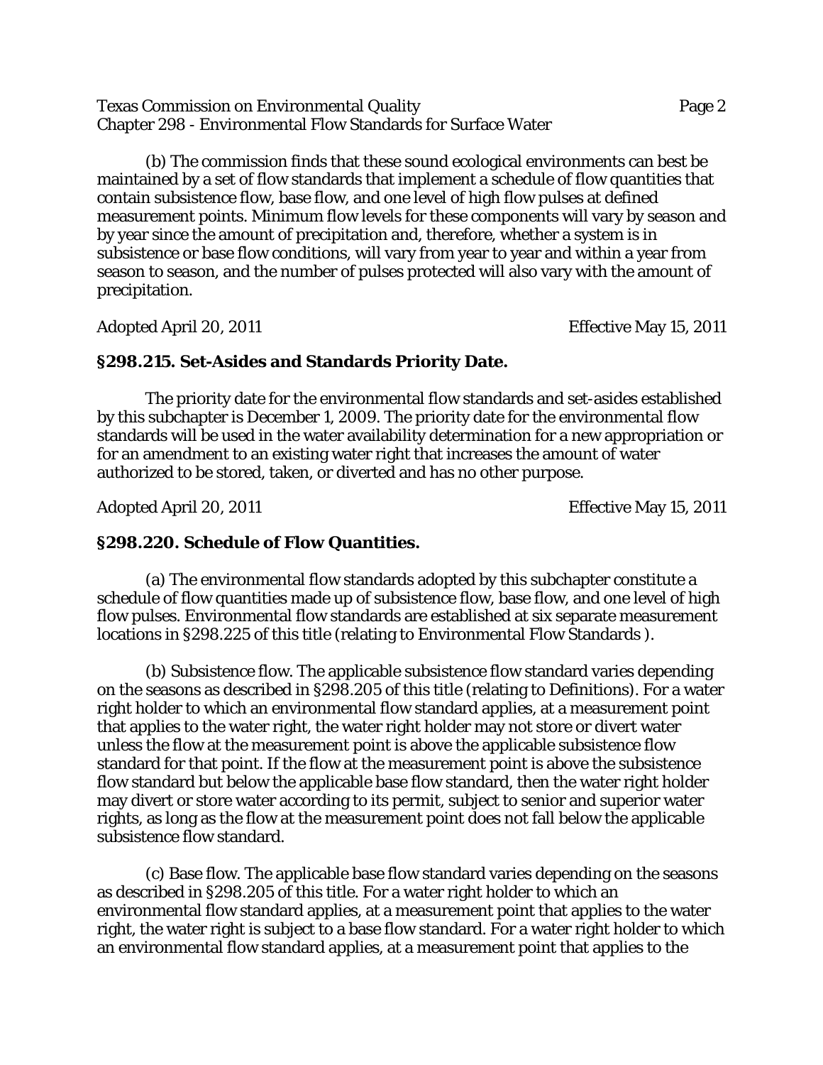(b) The commission finds that these sound ecological environments can best be maintained by a set of flow standards that implement a schedule of flow quantities that contain subsistence flow, base flow, and one level of high flow pulses at defined measurement points. Minimum flow levels for these components will vary by season and by year since the amount of precipitation and, therefore, whether a system is in subsistence or base flow conditions, will vary from year to year and within a year from season to season, and the number of pulses protected will also vary with the amount of precipitation.

Adopted April 20, 2011 Effective May 15, 2011

### §298.215. Set-Asides and Standards Priority Date.

The priority date for the environmental flow standards and set-asides established by this subchapter is December 1, 2009. The priority date for the environmental flow standards will be used in the water availability determination for a new appropriation or for an amendment to an existing water right that increases the amount of water authorized to be stored, taken, or diverted and has no other purpose.

Adopted April 20, 2011 Effective May 15, 2011

### §298.220. Schedule of Flow Quantities.

(a) The environmental flow standards adopted by this subchapter constitute a schedule of flow quantities made up of subsistence flow, base flow, and one level of high flow pulses. Environmental flow standards are established at six separate measurement locations in §298.225 of this title (relating to Environmental Flow Standards ).

(b) Subsistence flow. The applicable subsistence flow standard varies depending on the seasons as described in §298.205 of this title (relating to Definitions). For a water right holder to which an environmental flow standard applies, at a measurement point that applies to the water right, the water right holder may not store or divert water unless the flow at the measurement point is above the applicable subsistence flow standard for that point. If the flow at the measurement point is above the subsistence flow standard but below the applicable base flow standard, then the water right holder may divert or store water according to its permit, subject to senior and superior water rights, as long as the flow at the measurement point does not fall below the applicable subsistence flow standard.

(c) Base flow. The applicable base flow standard varies depending on the seasons as described in §298.205 of this title. For a water right holder to which an environmental flow standard applies, at a measurement point that applies to the water right, the water right is subject to a base flow standard. For a water right holder to which an environmental flow standard applies, at a measurement point that applies to the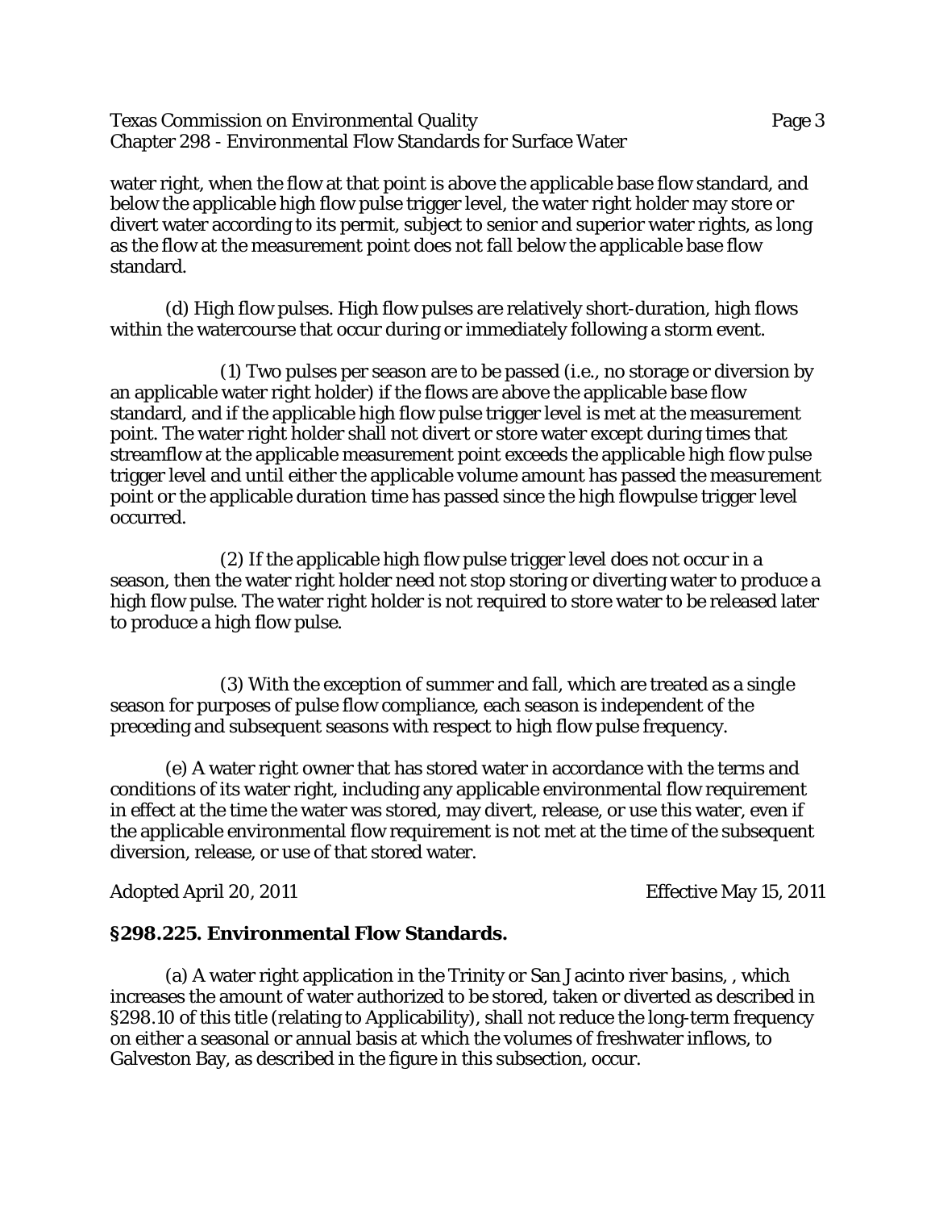water right, when the flow at that point is above the applicable base flow standard, and below the applicable high flow pulse trigger level, the water right holder may store or divert water according to its permit, subject to senior and superior water rights, as long as the flow at the measurement point does not fall below the applicable base flow standard.

(d) High flow pulses. High flow pulses are relatively short-duration, high flows within the watercourse that occur during or immediately following a storm event.

(1) Two pulses per season are to be passed (i.e., no storage or diversion by an applicable water right holder) if the flows are above the applicable base flow standard, and if the applicable high flow pulse trigger level is met at the measurement point. The water right holder shall not divert or store water except during times that streamflow at the applicable measurement point exceeds the applicable high flow pulse trigger level and until either the applicable volume amount has passed the measurement point or the applicable duration time has passed since the high flowpulse trigger level occurred.

(2) If the applicable high flow pulse trigger level does not occur in a season, then the water right holder need not stop storing or diverting water to produce a high flow pulse. The water right holder is not required to store water to be released later to produce a high flow pulse.

(3) With the exception of summer and fall, which are treated as a single season for purposes of pulse flow compliance, each season is independent of the preceding and subsequent seasons with respect to high flow pulse frequency.

(e) A water right owner that has stored water in accordance with the terms and conditions of its water right, including any applicable environmental flow requirement in effect at the time the water was stored, may divert, release, or use this water, even if the applicable environmental flow requirement is not met at the time of the subsequent diversion, release, or use of that stored water.

Adopted April 20, 2011 Effective May 15, 2011

## §298.225. Environmental Flow Standards.

(a) A water right application in the Trinity or San Jacinto river basins, , which increases the amount of water authorized to be stored, taken or diverted as described in §298.10 of this title (relating to Applicability), shall not reduce the long-term frequency on either a seasonal or annual basis at which the volumes of freshwater inflows, to Galveston Bay, as described in the figure in this subsection, occur.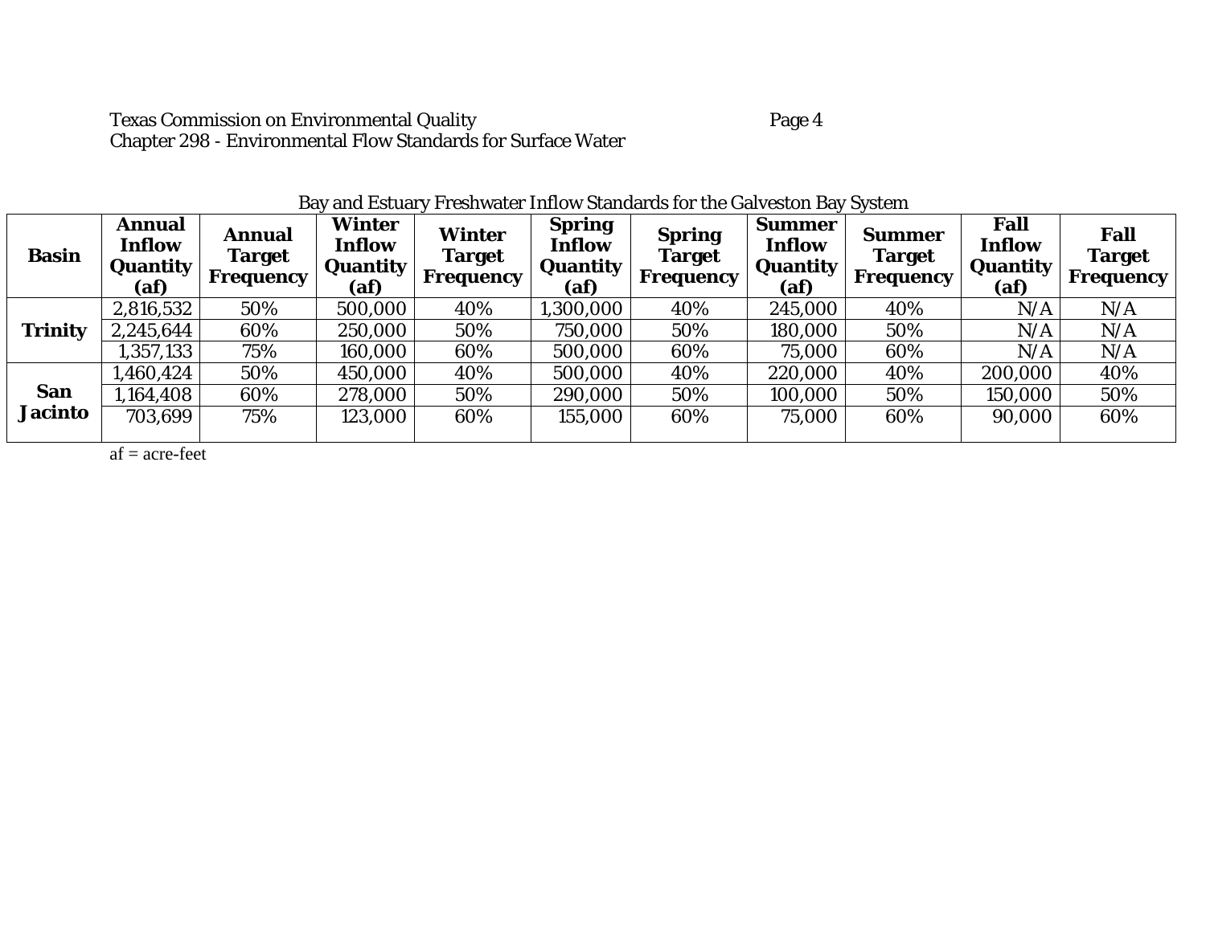Bay and Estuary Freshwater Inflow Standards for the Galveston Bay System

| Basin | Annual Inflow Quantity (af) | Annual Target Frequency | Winter Inflow Quantity (af) | Winter Target Frequency | Spring Inflow Quantity (af) | Spring Target Frequency | Summer Inflow Quantity (af) | Summer Target Frequency | Fall Inflow Quantity (af) | Fall Target Frequency |
|---|---|---|---|---|---|---|---|---|---|---|
| Trinity | 2,816,532 | 50% | 500,000 | 40% | 1,300,000 | 40% | 245,000 | 40% | N/A | N/A |
| | 2,245,644 | 60% | 250,000 | 50% | 750,000 | 50% | 180,000 | 50% | N/A | N/A |
| | 1,357,133 | 75% | 160,000 | 60% | 500,000 | 60% | 75,000 | 60% | N/A | N/A |
| San Jacinto | 1,460,424 | 50% | 450,000 | 40% | 500,000 | 40% | 220,000 | 40% | 200,000 | 40% |
| | 1,164,408 | 60% | 278,000 | 50% | 290,000 | 50% | 100,000 | 50% | 150,000 | 50% |
| | 703,699 | 75% | 123,000 | 60% | 155,000 | 60% | 75,000 | 60% | 90,000 | 60% |

af = acre-feet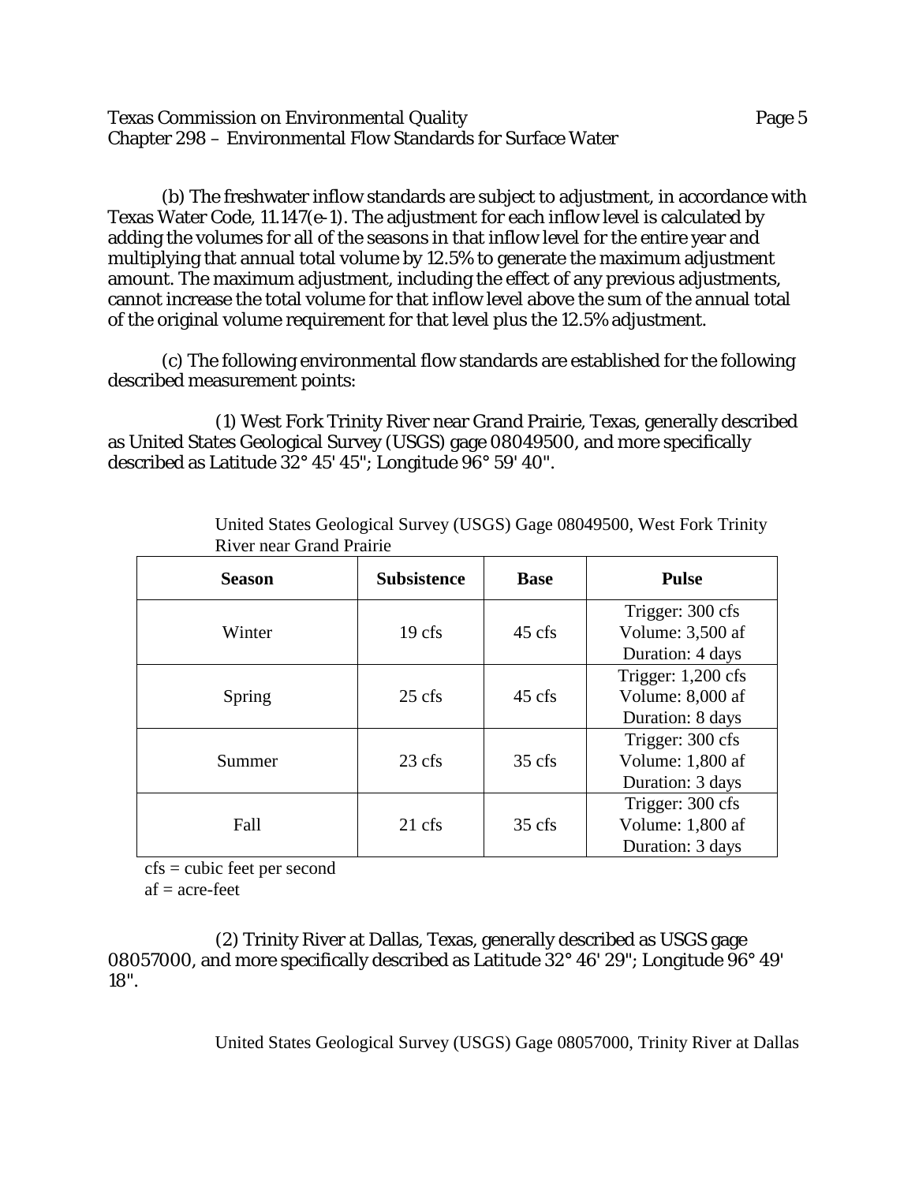(b) The freshwater inflow standards are subject to adjustment, in accordance with Texas Water Code, 11.147(e-1). The adjustment for each inflow level is calculated by adding the volumes for all of the seasons in that inflow level for the entire year and multiplying that annual total volume by 12.5% to generate the maximum adjustment amount. The maximum adjustment, including the effect of any previous adjustments, cannot increase the total volume for that inflow level above the sum of the annual total of the original volume requirement for that level plus the 12.5% adjustment.

(c) The following environmental flow standards are established for the following described measurement points:

(1) West Fork Trinity River near Grand Prairie, Texas, generally described as United States Geological Survey (USGS) gage 08049500, and more specifically described as Latitude 32° 45' 45"; Longitude 96° 59' 40".

United States Geological Survey (USGS) Gage 08049500, West Fork Trinity River near Grand Prairie

| Season | Subsistence | Base | Pulse |
|---|---|---|---|
| Winter | 19 cfs | 45 cfs | Trigger: 300 cfs<br>Volume: 3,500 af<br>Duration: 4 days |
| Spring | 25 cfs | 45 cfs | Trigger: 1,200 cfs<br>Volume: 8,000 af<br>Duration: 8 days |
| Summer | 23 cfs | 35 cfs | Trigger: 300 cfs<br>Volume: 1,800 af<br>Duration: 3 days |
| Fall | 21 cfs | 35 cfs | Trigger: 300 cfs<br>Volume: 1,800 af<br>Duration: 3 days |

cfs = cubic feet per second
af = acre-feet

(2) Trinity River at Dallas, Texas, generally described as USGS gage 08057000, and more specifically described as Latitude 32° 46' 29"; Longitude 96° 49' 18".

United States Geological Survey (USGS) Gage 08057000, Trinity River at Dallas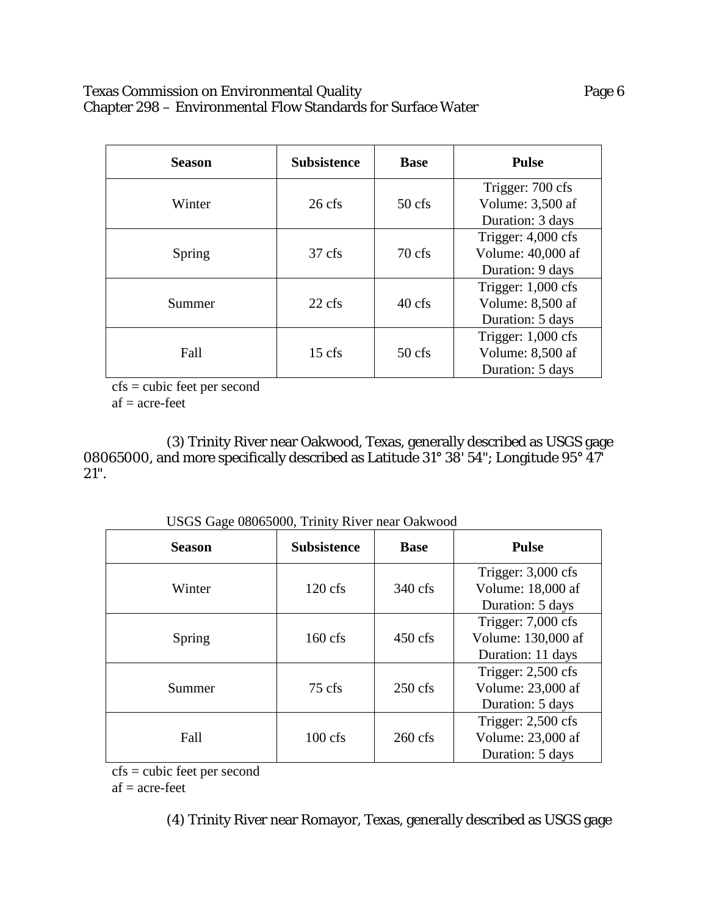| Season | Subsistence | Base | Pulse |
|---|---|---|---|
| Winter | 26 cfs | 50 cfs | Trigger: 700 cfs<br>Volume: 3,500 af<br>Duration: 3 days |
| Spring | 37 cfs | 70 cfs | Trigger: 4,000 cfs<br>Volume: 40,000 af<br>Duration: 9 days |
| Summer | 22 cfs | 40 cfs | Trigger: 1,000 cfs<br>Volume: 8,500 af<br>Duration: 5 days |
| Fall | 15 cfs | 50 cfs | Trigger: 1,000 cfs<br>Volume: 8,500 af<br>Duration: 5 days |

cfs = cubic feet per second
af = acre-feet

(3) Trinity River near Oakwood, Texas, generally described as USGS gage 08065000, and more specifically described as Latitude 31° 38' 54"; Longitude 95° 47' 21".

USGS Gage 08065000, Trinity River near Oakwood

| Season | Subsistence | Base | Pulse |
|---|---|---|---|
| Winter | 120 cfs | 340 cfs | Trigger: 3,000 cfs<br>Volume: 18,000 af<br>Duration: 5 days |
| Spring | 160 cfs | 450 cfs | Trigger: 7,000 cfs<br>Volume: 130,000 af<br>Duration: 11 days |
| Summer | 75 cfs | 250 cfs | Trigger: 2,500 cfs<br>Volume: 23,000 af<br>Duration: 5 days |
| Fall | 100 cfs | 260 cfs | Trigger: 2,500 cfs<br>Volume: 23,000 af<br>Duration: 5 days |

cfs = cubic feet per second
af = acre-feet

(4) Trinity River near Romayor, Texas, generally described as USGS gage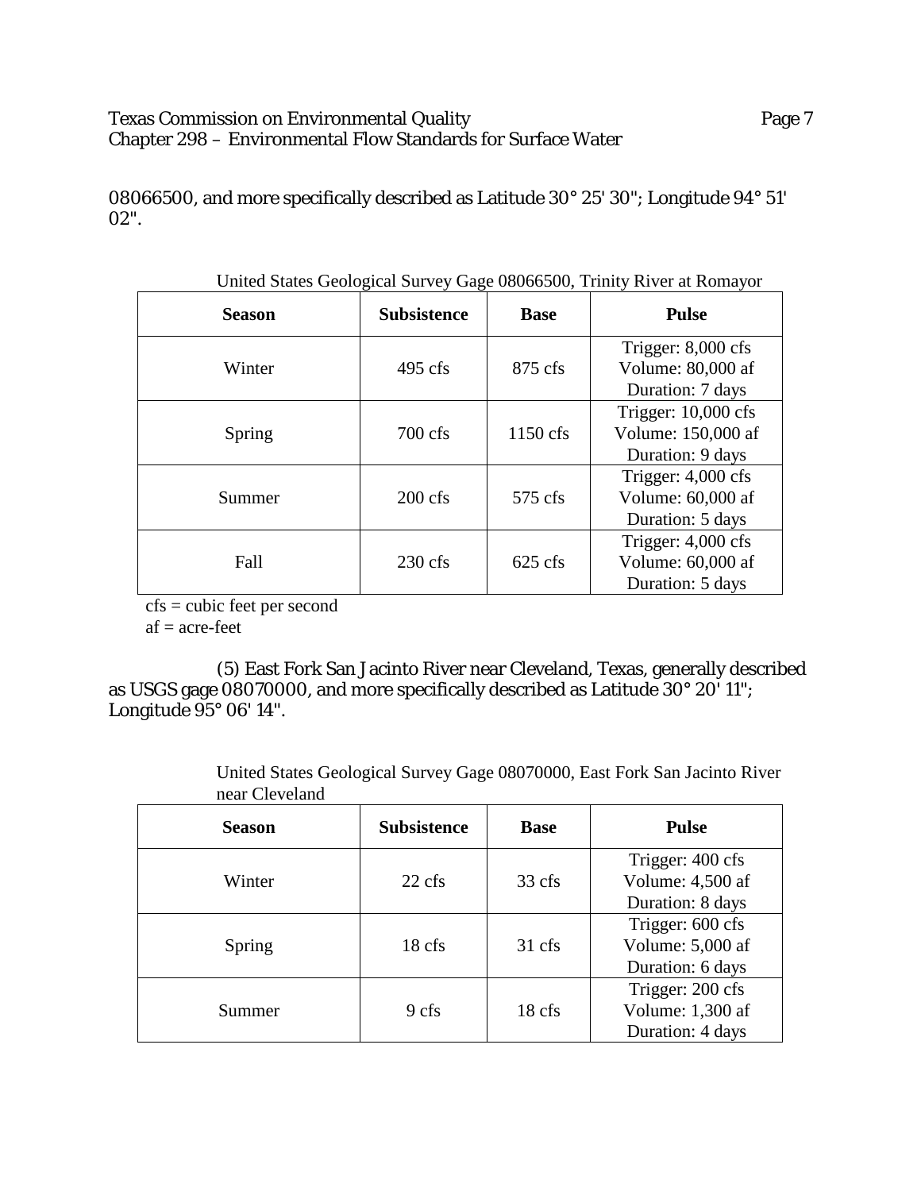08066500, and more specifically described as Latitude 30° 25' 30"; Longitude 94° 51' 02".

United States Geological Survey Gage 08066500, Trinity River at Romayor

| Season | Subsistence | Base | Pulse |
|---|---|---|---|
| Winter | 495 cfs | 875 cfs | Trigger: 8,000 cfs<br>Volume: 80,000 af<br>Duration: 7 days |
| Spring | 700 cfs | 1150 cfs | Trigger: 10,000 cfs<br>Volume: 150,000 af<br>Duration: 9 days |
| Summer | 200 cfs | 575 cfs | Trigger: 4,000 cfs<br>Volume: 60,000 af<br>Duration: 5 days |
| Fall | 230 cfs | 625 cfs | Trigger: 4,000 cfs<br>Volume: 60,000 af<br>Duration: 5 days |

cfs = cubic feet per second
af = acre-feet

(5) East Fork San Jacinto River near Cleveland, Texas, generally described as USGS gage 08070000, and more specifically described as Latitude 30° 20' 11"; Longitude 95° 06' 14".

United States Geological Survey Gage 08070000, East Fork San Jacinto River near Cleveland

| Season | Subsistence | Base | Pulse |
|---|---|---|---|
| Winter | 22 cfs | 33 cfs | Trigger: 400 cfs<br>Volume: 4,500 af<br>Duration: 8 days |
| Spring | 18 cfs | 31 cfs | Trigger: 600 cfs<br>Volume: 5,000 af<br>Duration: 6 days |
| Summer | 9 cfs | 18 cfs | Trigger: 200 cfs<br>Volume: 1,300 af<br>Duration: 4 days |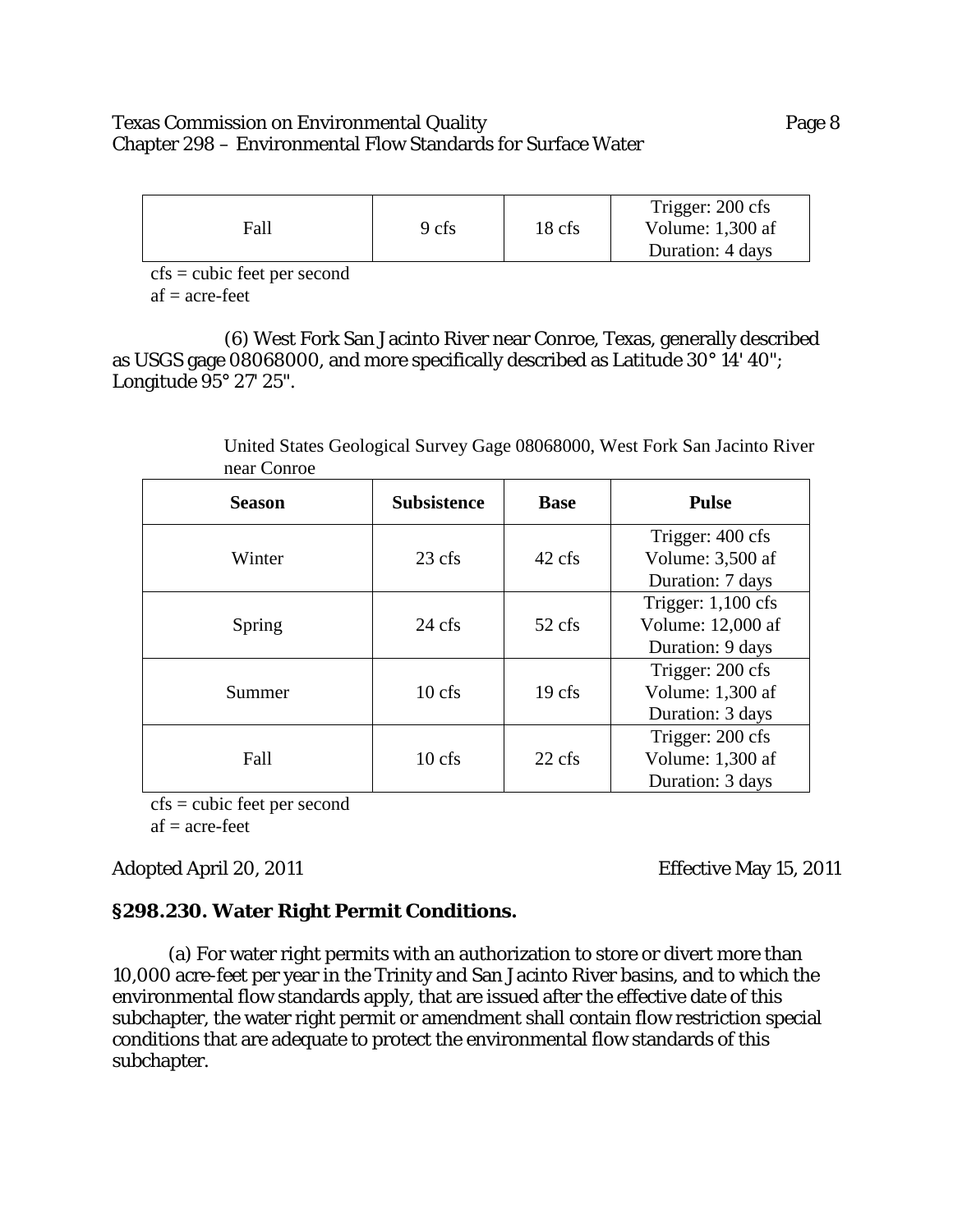| Fall | 9 cfs | 18 cfs | Trigger: 200 cfs<br>Volume: 1,300 af<br>Duration: 4 days |
|---|---|---|---|

cfs = cubic feet per second
af = acre-feet

(6) West Fork San Jacinto River near Conroe, Texas, generally described as USGS gage 08068000, and more specifically described as Latitude 30° 14' 40"; Longitude 95° 27' 25".

United States Geological Survey Gage 08068000, West Fork San Jacinto River near Conroe

| Season | Subsistence | Base | Pulse |
|---|---|---|---|
| Winter | 23 cfs | 42 cfs | Trigger: 400 cfs<br>Volume: 3,500 af<br>Duration: 7 days |
| Spring | 24 cfs | 52 cfs | Trigger: 1,100 cfs<br>Volume: 12,000 af<br>Duration: 9 days |
| Summer | 10 cfs | 19 cfs | Trigger: 200 cfs<br>Volume: 1,300 af<br>Duration: 3 days |
| Fall | 10 cfs | 22 cfs | Trigger: 200 cfs<br>Volume: 1,300 af<br>Duration: 3 days |

cfs = cubic feet per second
af = acre-feet

Adopted April 20, 2011 Effective May 15, 2011

## §298.230. Water Right Permit Conditions.

(a) For water right permits with an authorization to store or divert more than 10,000 acre-feet per year in the Trinity and San Jacinto River basins, and to which the environmental flow standards apply, that are issued after the effective date of this subchapter, the water right permit or amendment shall contain flow restriction special conditions that are adequate to protect the environmental flow standards of this subchapter.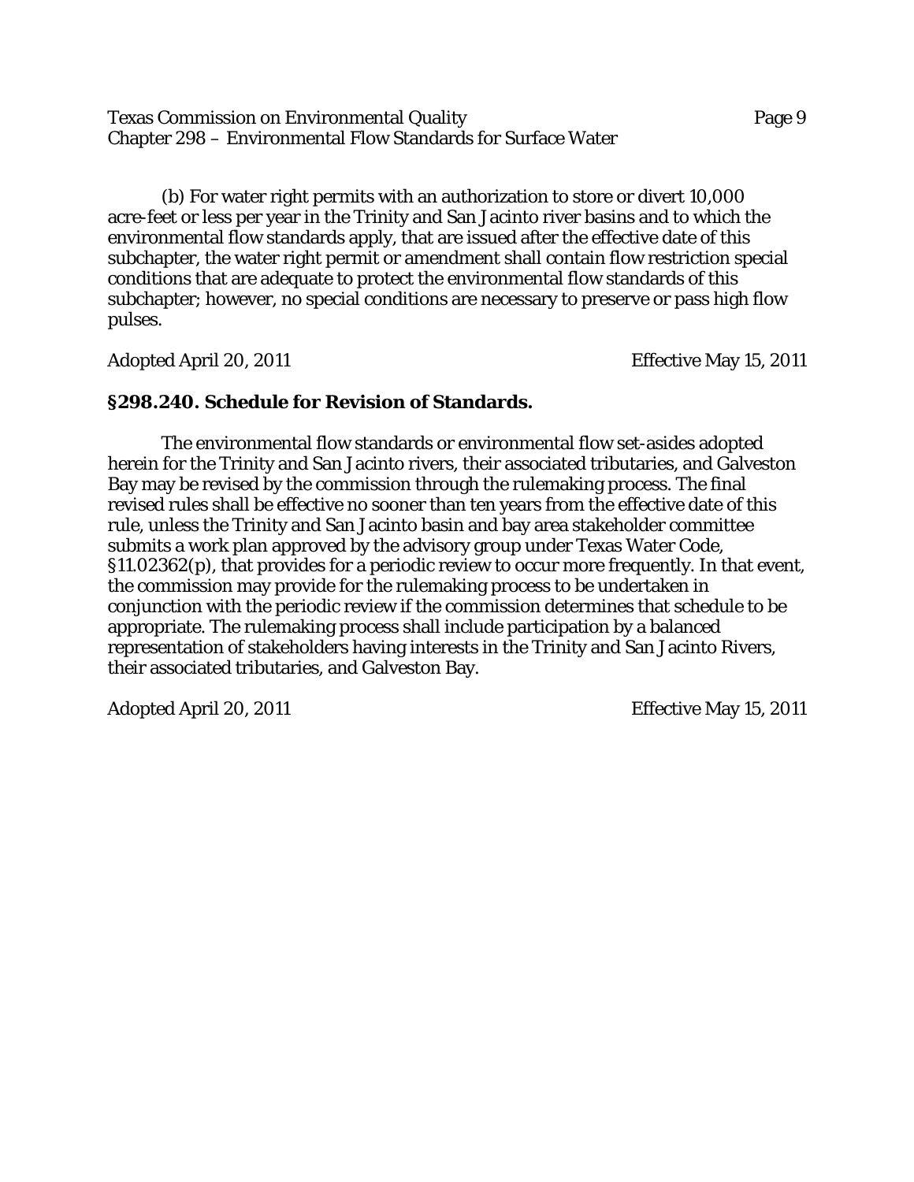(b) For water right permits with an authorization to store or divert 10,000 acre-feet or less per year in the Trinity and San Jacinto river basins and to which the environmental flow standards apply, that are issued after the effective date of this subchapter, the water right permit or amendment shall contain flow restriction special conditions that are adequate to protect the environmental flow standards of this subchapter; however, no special conditions are necessary to preserve or pass high flow pulses.

Adopted April 20, 2011 Effective May 15, 2011

## §298.240. Schedule for Revision of Standards.

The environmental flow standards or environmental flow set-asides adopted herein for the Trinity and San Jacinto rivers, their associated tributaries, and Galveston Bay may be revised by the commission through the rulemaking process. The final revised rules shall be effective no sooner than ten years from the effective date of this rule, unless the Trinity and San Jacinto basin and bay area stakeholder committee submits a work plan approved by the advisory group under Texas Water Code, §11.02362(p), that provides for a periodic review to occur more frequently. In that event, the commission may provide for the rulemaking process to be undertaken in conjunction with the periodic review if the commission determines that schedule to be appropriate. The rulemaking process shall include participation by a balanced representation of stakeholders having interests in the Trinity and San Jacinto Rivers, their associated tributaries, and Galveston Bay.

Adopted April 20, 2011 Effective May 15, 2011